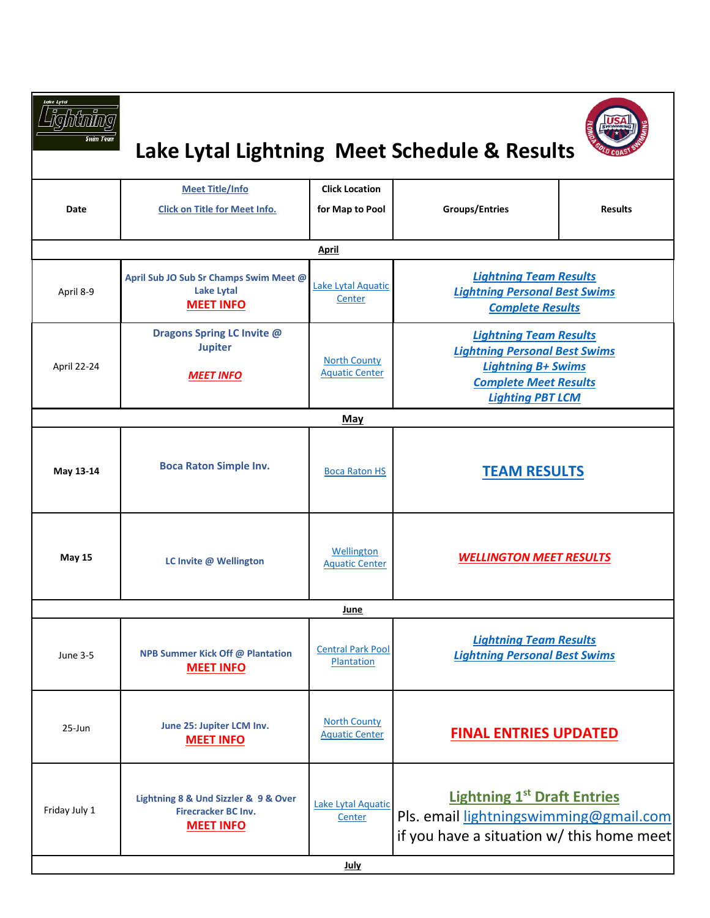# Lake Lytal Lightning Meet Schedule & Results

| Date | Meet Title/Info<br>Click on Title for Meet Info. | Click Location<br>for Map to Pool | Groups/Entries | Results |
|---|---|---|---|---|
| | | **April** | | |
| April 8-9 | April Sub JO Sub Sr Champs Swim Meet @ Lake Lytal<br>MEET INFO | Lake Lytal Aquatic Center | *Lightning Team Results*<br>*Lightning Personal Best Swims*<br>*Complete Results* | |
| April 22-24 | Dragons Spring LC Invite @ Jupiter<br>*MEET INFO* | North County Aquatic Center | *Lightning Team Results*<br>*Lightning Personal Best Swims*<br>*Lightning B+ Swims*<br>*Complete Meet Results*<br>*Lighting PBT LCM* | |
| | | **May** | | |
| **May 13-14** | Boca Raton Simple Inv. | Boca Raton HS | TEAM RESULTS | |
| **May 15** | LC Invite @ Wellington | Wellington Aquatic Center | *WELLINGTON MEET RESULTS* | |
| | | **June** | | |
| June 3-5 | NPB Summer Kick Off @ Plantation<br>MEET INFO | Central Park Pool Plantation | *Lightning Team Results*<br>*Lightning Personal Best Swims* | |
| 25-Jun | June 25: Jupiter LCM Inv.<br>MEET INFO | North County Aquatic Center | FINAL ENTRIES UPDATED | |
| Friday July 1 | Lightning 8 & Und Sizzler & 9 & Over Firecracker BC Inv.<br>MEET INFO | Lake Lytal Aquatic Center | Lightning 1st Draft Entries<br>Pls. email lightningswimming@gmail.com if you have a situation w/ this home meet | |
| | | **July** | | |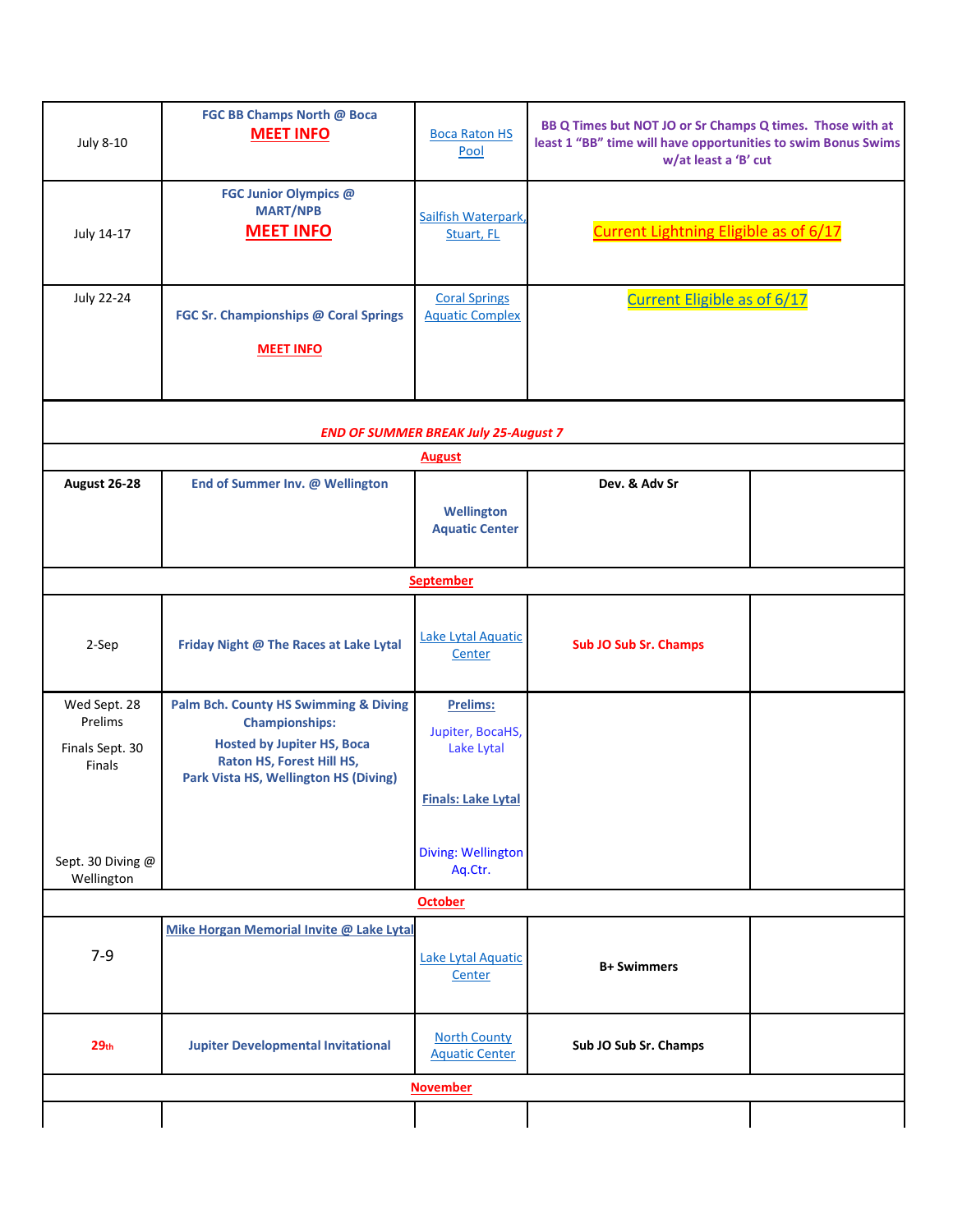| | | | | |
|---|---|---|---|---|
| July 8-10 | FGC BB Champs North @ Boca<br>**MEET INFO** | Boca Raton HS Pool | BB Q Times but NOT JO or Sr Champs Q times. Those with at least 1 "BB" time will have opportunities to swim Bonus Swims w/at least a 'B' cut | |
| July 14-17 | FGC Junior Olympics @ MART/NPB<br>**MEET INFO** | Sailfish Waterpark, Stuart, FL | Current Lightning Eligible as of 6/17 | |
| July 22-24 | FGC Sr. Championships @ Coral Springs<br>**MEET INFO** | Coral Springs Aquatic Complex | Current Eligible as of 6/17 | |
| *END OF SUMMER BREAK July 25-August 7* | | | | |
| **August** | | | | |
| **August 26-28** | **End of Summer Inv. @ Wellington** | **Wellington Aquatic Center** | **Dev. & Adv Sr** | |
| **September** | | | | |
| 2-Sep | **Friday Night @ The Races at Lake Lytal** | Lake Lytal Aquatic Center | **Sub JO Sub Sr. Champs** | |
| Wed Sept. 28 Prelims<br>Finals Sept. 30 Finals<br>Sept. 30 Diving @ Wellington | **Palm Bch. County HS Swimming & Diving Championships:**<br>**Hosted by Jupiter HS, Boca Raton HS, Forest Hill HS, Park Vista HS, Wellington HS (Diving)** | **Prelims:**<br>Jupiter, BocaHS, Lake Lytal<br>**Finals: Lake Lytal**<br>Diving: Wellington Aq.Ctr. | | |
| **October** | | | | |
| 7-9 | **Mike Horgan Memorial Invite @ Lake Lytal** | Lake Lytal Aquatic Center | **B+ Swimmers** | |
| **29th** | **Jupiter Developmental Invitational** | North County Aquatic Center | **Sub JO Sub Sr. Champs** | |
| **November** | | | | |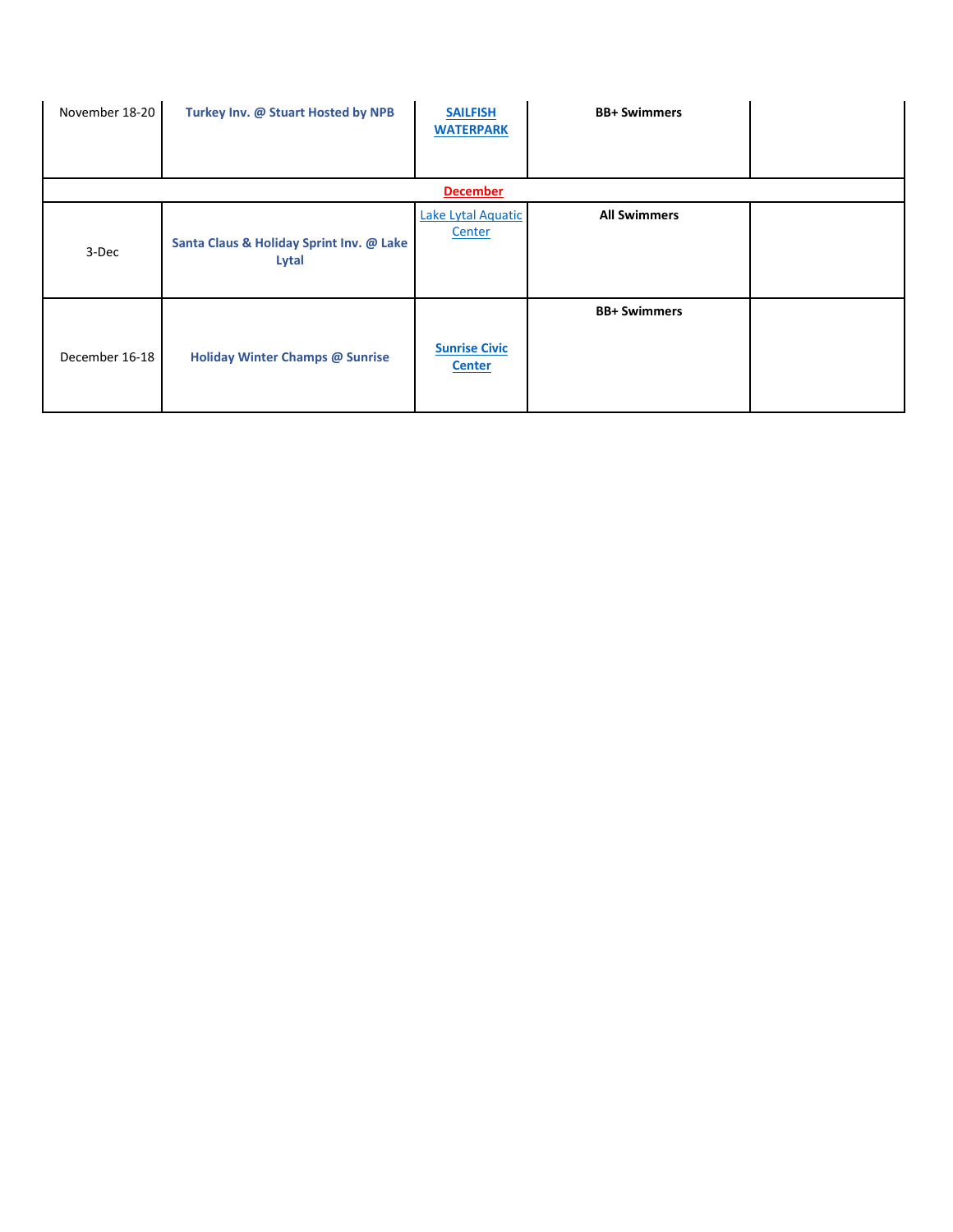| | | | | |
|---|---|---|---|---|
| November 18-20 | **Turkey Inv. @ Stuart Hosted by NPB** | **SAILFISH WATERPARK** | **BB+ Swimmers** | |
| **December** | | | | |
| 3-Dec | **Santa Claus & Holiday Sprint Inv. @ Lake Lytal** | Lake Lytal Aquatic Center | **All Swimmers** | |
| December 16-18 | **Holiday Winter Champs @ Sunrise** | **Sunrise Civic Center** | **BB+ Swimmers** | |